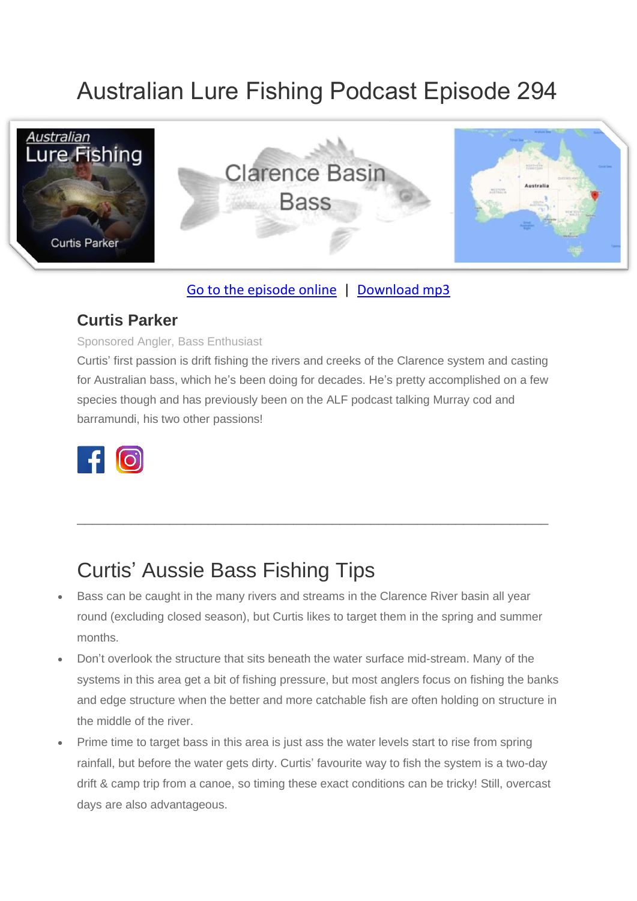# Australian Lure Fishing Podcast Episode 294

Go to the episode online | Download mp3

### Curtis Parker

Sponsored Angler, Bass Enthusiast

Curtis' first passion is drift fishing the rivers and creeks of the Clarence system and casting for Australian bass, which he's been doing for decades. He's pretty accomplished on a few species though and has previously been on the ALF podcast talking Murray cod and barramundi, his two other passions!

---

## Curtis' Aussie Bass Fishing Tips

- Bass can be caught in the many rivers and streams in the Clarence River basin all year round (excluding closed season), but Curtis likes to target them in the spring and summer months.
- Don't overlook the structure that sits beneath the water surface mid-stream. Many of the systems in this area get a bit of fishing pressure, but most anglers focus on fishing the banks and edge structure when the better and more catchable fish are often holding on structure in the middle of the river.
- Prime time to target bass in this area is just ass the water levels start to rise from spring rainfall, but before the water gets dirty. Curtis' favourite way to fish the system is a two-day drift & camp trip from a canoe, so timing these exact conditions can be tricky! Still, overcast days are also advantageous.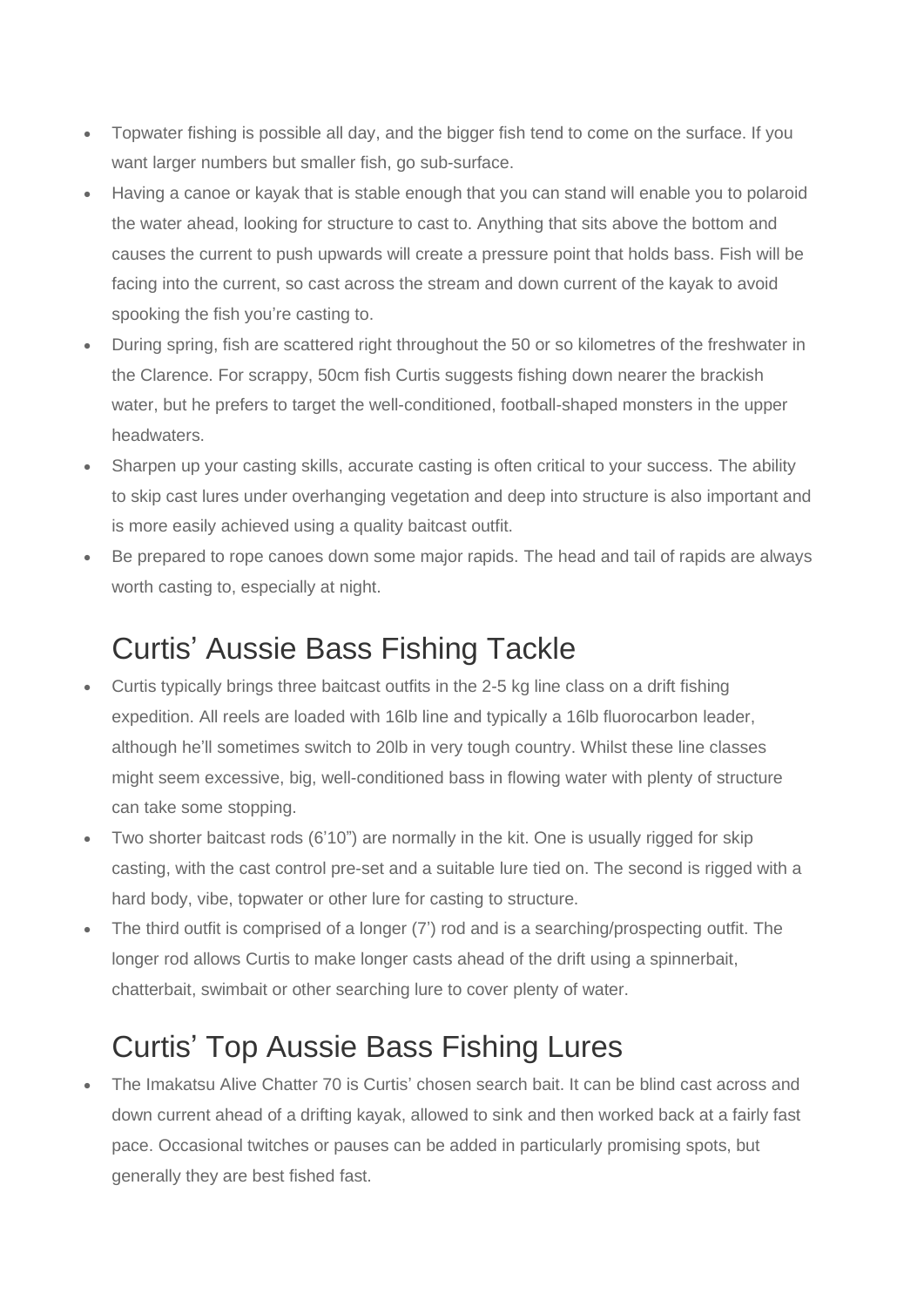- Topwater fishing is possible all day, and the bigger fish tend to come on the surface. If you want larger numbers but smaller fish, go sub-surface.
- Having a canoe or kayak that is stable enough that you can stand will enable you to polaroid the water ahead, looking for structure to cast to. Anything that sits above the bottom and causes the current to push upwards will create a pressure point that holds bass. Fish will be facing into the current, so cast across the stream and down current of the kayak to avoid spooking the fish you're casting to.
- During spring, fish are scattered right throughout the 50 or so kilometres of the freshwater in the Clarence. For scrappy, 50cm fish Curtis suggests fishing down nearer the brackish water, but he prefers to target the well-conditioned, football-shaped monsters in the upper headwaters.
- Sharpen up your casting skills, accurate casting is often critical to your success. The ability to skip cast lures under overhanging vegetation and deep into structure is also important and is more easily achieved using a quality baitcast outfit.
- Be prepared to rope canoes down some major rapids. The head and tail of rapids are always worth casting to, especially at night.

## Curtis' Aussie Bass Fishing Tackle

- Curtis typically brings three baitcast outfits in the 2-5 kg line class on a drift fishing expedition. All reels are loaded with 16lb line and typically a 16lb fluorocarbon leader, although he'll sometimes switch to 20lb in very tough country. Whilst these line classes might seem excessive, big, well-conditioned bass in flowing water with plenty of structure can take some stopping.
- Two shorter baitcast rods (6'10") are normally in the kit. One is usually rigged for skip casting, with the cast control pre-set and a suitable lure tied on. The second is rigged with a hard body, vibe, topwater or other lure for casting to structure.
- The third outfit is comprised of a longer (7') rod and is a searching/prospecting outfit. The longer rod allows Curtis to make longer casts ahead of the drift using a spinnerbait, chatterbait, swimbait or other searching lure to cover plenty of water.

## Curtis' Top Aussie Bass Fishing Lures

- The Imakatsu Alive Chatter 70 is Curtis' chosen search bait. It can be blind cast across and down current ahead of a drifting kayak, allowed to sink and then worked back at a fairly fast pace. Occasional twitches or pauses can be added in particularly promising spots, but generally they are best fished fast.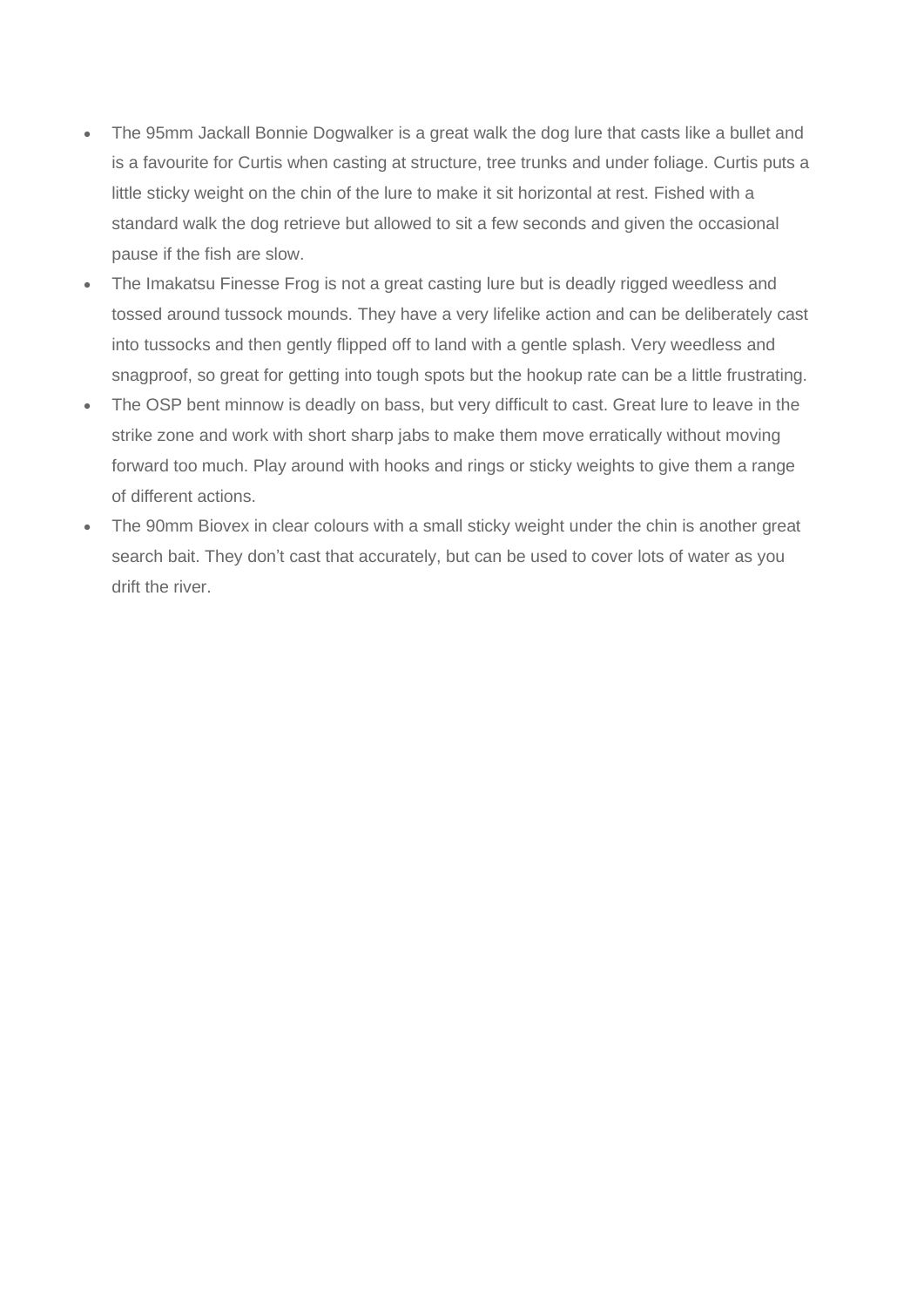- The 95mm Jackall Bonnie Dogwalker is a great walk the dog lure that casts like a bullet and is a favourite for Curtis when casting at structure, tree trunks and under foliage. Curtis puts a little sticky weight on the chin of the lure to make it sit horizontal at rest. Fished with a standard walk the dog retrieve but allowed to sit a few seconds and given the occasional pause if the fish are slow.
- The Imakatsu Finesse Frog is not a great casting lure but is deadly rigged weedless and tossed around tussock mounds. They have a very lifelike action and can be deliberately cast into tussocks and then gently flipped off to land with a gentle splash. Very weedless and snagproof, so great for getting into tough spots but the hookup rate can be a little frustrating.
- The OSP bent minnow is deadly on bass, but very difficult to cast. Great lure to leave in the strike zone and work with short sharp jabs to make them move erratically without moving forward too much. Play around with hooks and rings or sticky weights to give them a range of different actions.
- The 90mm Biovex in clear colours with a small sticky weight under the chin is another great search bait. They don't cast that accurately, but can be used to cover lots of water as you drift the river.